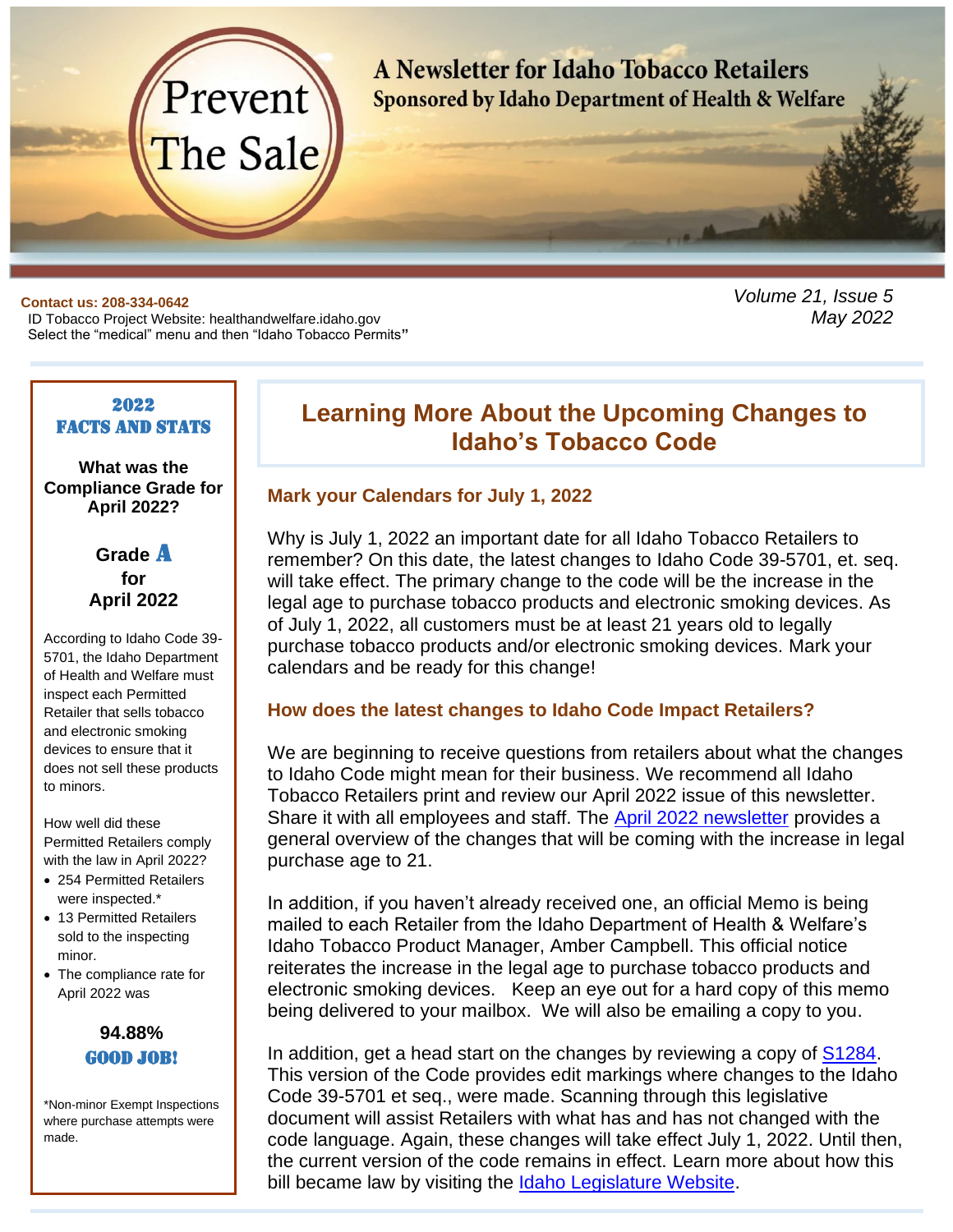# Prevent The Sale

**A Newsletter for Idaho Tobacco Retailers**
**Sponsored by Idaho Department of Health & Welfare**

**Contact us: 208-334-0642**
ID Tobacco Project Website: healthandwelfare.idaho.gov
Select the "medical" menu and then "Idaho Tobacco Permits"

*Volume 21, Issue 5*
*May 2022*

## Learning More About the Upcoming Changes to Idaho's Tobacco Code

### Mark your Calendars for July 1, 2022

Why is July 1, 2022 an important date for all Idaho Tobacco Retailers to remember? On this date, the latest changes to Idaho Code 39-5701, et. seq. will take effect. The primary change to the code will be the increase in the legal age to purchase tobacco products and electronic smoking devices. As of July 1, 2022, all customers must be at least 21 years old to legally purchase tobacco products and/or electronic smoking devices. Mark your calendars and be ready for this change!

### How does the latest changes to Idaho Code Impact Retailers?

We are beginning to receive questions from retailers about what the changes to Idaho Code might mean for their business. We recommend all Idaho Tobacco Retailers print and review our April 2022 issue of this newsletter. Share it with all employees and staff. The April 2022 newsletter provides a general overview of the changes that will be coming with the increase in legal purchase age to 21.

In addition, if you haven't already received one, an official Memo is being mailed to each Retailer from the Idaho Department of Health & Welfare's Idaho Tobacco Product Manager, Amber Campbell. This official notice reiterates the increase in the legal age to purchase tobacco products and electronic smoking devices. Keep an eye out for a hard copy of this memo being delivered to your mailbox. We will also be emailing a copy to you.

In addition, get a head start on the changes by reviewing a copy of S1284. This version of the Code provides edit markings where changes to the Idaho Code 39-5701 et seq., were made. Scanning through this legislative document will assist Retailers with what has and has not changed with the code language. Again, these changes will take effect July 1, 2022. Until then, the current version of the code remains in effect. Learn more about how this bill became law by visiting the Idaho Legislature Website.

---

### 2022 FACTS AND STATS

**What was the Compliance Grade for April 2022?**

**Grade A for April 2022**

According to Idaho Code 39-5701, the Idaho Department of Health and Welfare must inspect each Permitted Retailer that sells tobacco and electronic smoking devices to ensure that it does not sell these products to minors.

How well did these Permitted Retailers comply with the law in April 2022?

- 254 Permitted Retailers were inspected.*
- 13 Permitted Retailers sold to the inspecting minor.
- The compliance rate for April 2022 was

**94.88%**

**GOOD JOB!**

*Non-minor Exempt Inspections where purchase attempts were made.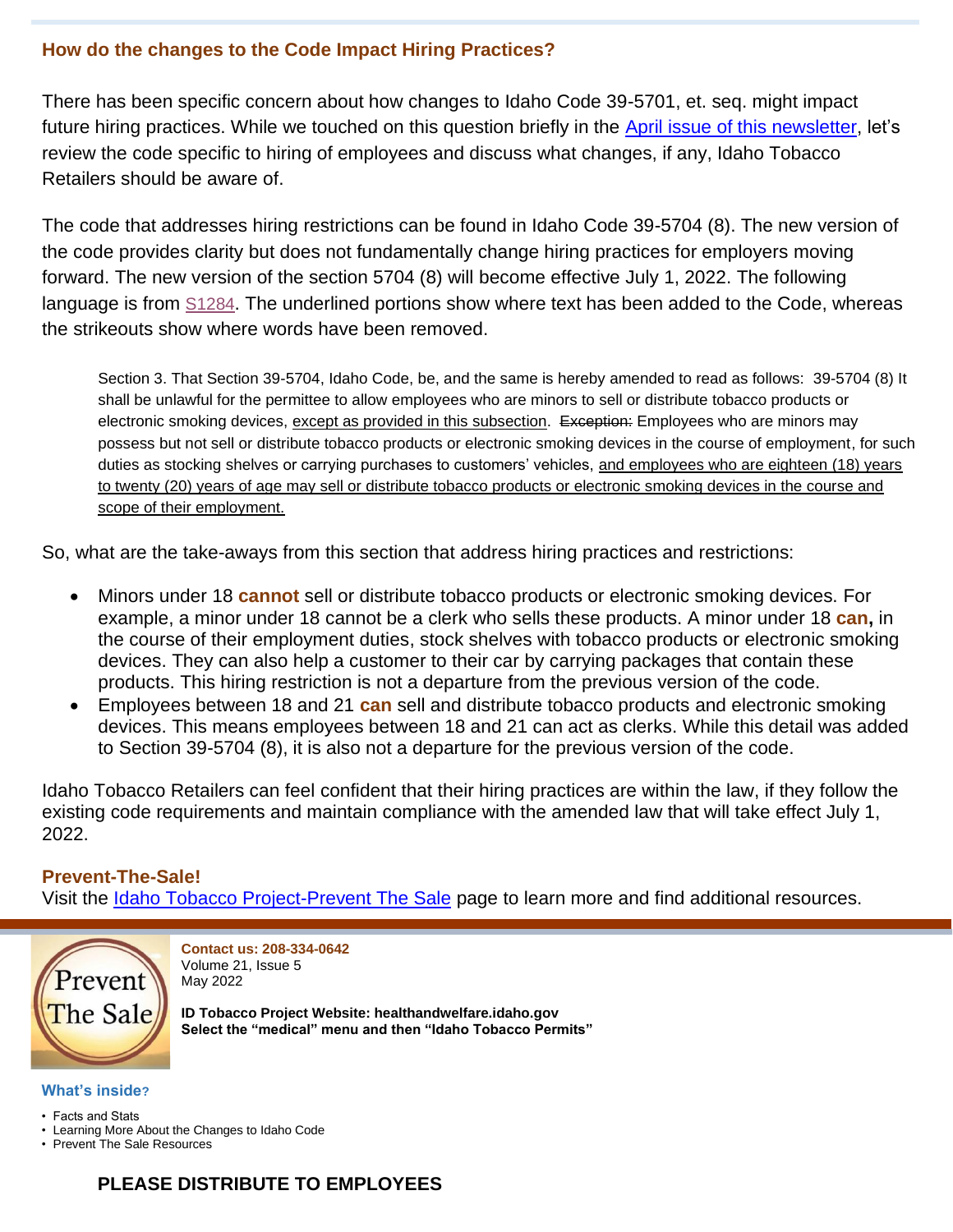## How do the changes to the Code Impact Hiring Practices?

There has been specific concern about how changes to Idaho Code 39-5701, et. seq. might impact future hiring practices. While we touched on this question briefly in the April issue of this newsletter, let's review the code specific to hiring of employees and discuss what changes, if any, Idaho Tobacco Retailers should be aware of.

The code that addresses hiring restrictions can be found in Idaho Code 39-5704 (8). The new version of the code provides clarity but does not fundamentally change hiring practices for employers moving forward. The new version of the section 5704 (8) will become effective July 1, 2022. The following language is from S1284. The underlined portions show where text has been added to the Code, whereas the strikeouts show where words have been removed.

> Section 3. That Section 39-5704, Idaho Code, be, and the same is hereby amended to read as follows: 39-5704 (8) It shall be unlawful for the permittee to allow employees who are minors to sell or distribute tobacco products or electronic smoking devices, <u>except as provided in this subsection</u>. ~~Exception:~~ Employees who are minors may possess but not sell or distribute tobacco products or electronic smoking devices in the course of employment, for such duties as stocking shelves or carrying purchases to customers' vehicles, <u>and employees who are eighteen (18) years to twenty (20) years of age may sell or distribute tobacco products or electronic smoking devices in the course and scope of their employment.</u>

So, what are the take-aways from this section that address hiring practices and restrictions:

- Minors under 18 **cannot** sell or distribute tobacco products or electronic smoking devices. For example, a minor under 18 cannot be a clerk who sells these products. A minor under 18 **can,** in the course of their employment duties, stock shelves with tobacco products or electronic smoking devices. They can also help a customer to their car by carrying packages that contain these products. This hiring restriction is not a departure from the previous version of the code.
- Employees between 18 and 21 **can** sell and distribute tobacco products and electronic smoking devices. This means employees between 18 and 21 can act as clerks. While this detail was added to Section 39-5704 (8), it is also not a departure for the previous version of the code.

Idaho Tobacco Retailers can feel confident that their hiring practices are within the law, if they follow the existing code requirements and maintain compliance with the amended law that will take effect July 1, 2022.

**Prevent-The-Sale!**
Visit the Idaho Tobacco Project-Prevent The Sale page to learn more and find additional resources.

Prevent The Sale

**Contact us: 208-334-0642**
Volume 21, Issue 5
May 2022

**ID Tobacco Project Website: healthandwelfare.idaho.gov**
**Select the "medical" menu and then "Idaho Tobacco Permits"**

**What's inside?**

- Facts and Stats
- Learning More About the Changes to Idaho Code
- Prevent The Sale Resources

**PLEASE DISTRIBUTE TO EMPLOYEES**